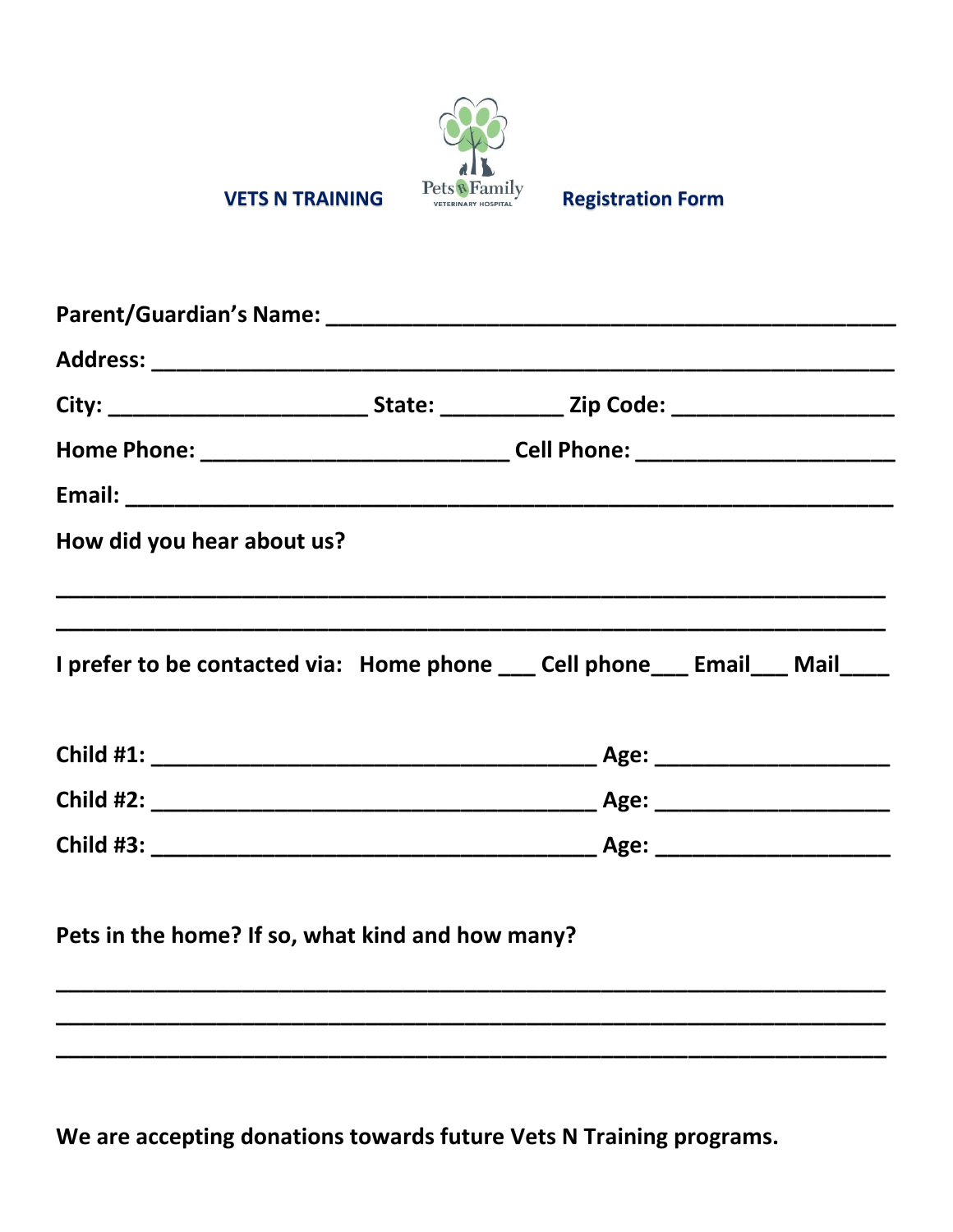**VETS N TRAINING** Pets N Family VETERINARY HOSPITAL **Registration Form**

**Parent/Guardian's Name:** ______________________________________________

**Address:** ______________________________________________________________

**City:** ______________________ **State:** __________ **Zip Code:** __________________

**Home Phone:** _________________________ **Cell Phone:** _____________________

**Email:** ________________________________________________________________

**How did you hear about us?**

___________________________________________________________________

___________________________________________________________________

**I prefer to be contacted via: Home phone ___ Cell phone___ Email___ Mail____**

**Child #1:** ____________________________________ **Age:** ___________________

**Child #2:** ____________________________________ **Age:** ___________________

**Child #3:** ____________________________________ **Age:** ___________________

**Pets in the home? If so, what kind and how many?**

___________________________________________________________________

___________________________________________________________________

___________________________________________________________________

**We are accepting donations towards future Vets N Training programs.**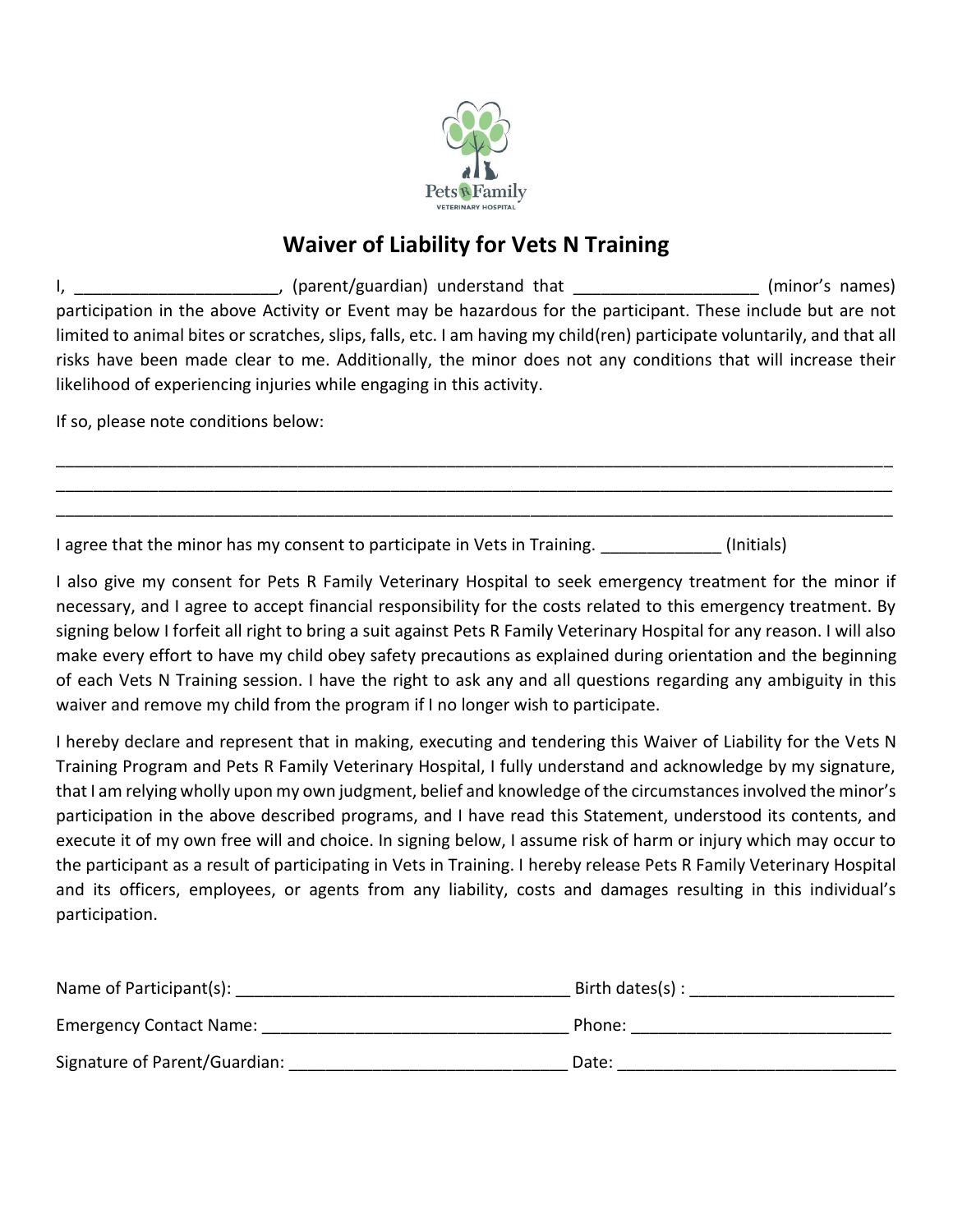Pets R Family
VETERINARY HOSPITAL

## Waiver of Liability for Vets N Training

I, ______________________, (parent/guardian) understand that ____________________ (minor's names) participation in the above Activity or Event may be hazardous for the participant. These include but are not limited to animal bites or scratches, slips, falls, etc. I am having my child(ren) participate voluntarily, and that all risks have been made clear to me. Additionally, the minor does not any conditions that will increase their likelihood of experiencing injuries while engaging in this activity.

If so, please note conditions below:

______________________________________________________________________________________________

______________________________________________________________________________________________

______________________________________________________________________________________________

I agree that the minor has my consent to participate in Vets in Training. _____________ (Initials)

I also give my consent for Pets R Family Veterinary Hospital to seek emergency treatment for the minor if necessary, and I agree to accept financial responsibility for the costs related to this emergency treatment. By signing below I forfeit all right to bring a suit against Pets R Family Veterinary Hospital for any reason. I will also make every effort to have my child obey safety precautions as explained during orientation and the beginning of each Vets N Training session. I have the right to ask any and all questions regarding any ambiguity in this waiver and remove my child from the program if I no longer wish to participate.

I hereby declare and represent that in making, executing and tendering this Waiver of Liability for the Vets N Training Program and Pets R Family Veterinary Hospital, I fully understand and acknowledge by my signature, that I am relying wholly upon my own judgment, belief and knowledge of the circumstances involved the minor's participation in the above described programs, and I have read this Statement, understood its contents, and execute it of my own free will and choice. In signing below, I assume risk of harm or injury which may occur to the participant as a result of participating in Vets in Training. I hereby release Pets R Family Veterinary Hospital and its officers, employees, or agents from any liability, costs and damages resulting in this individual's participation.

Name of Participant(s): ____________________________________ Birth dates(s) : ______________________

Emergency Contact Name: _________________________________ Phone: ____________________________

Signature of Parent/Guardian: ______________________________ Date: ______________________________